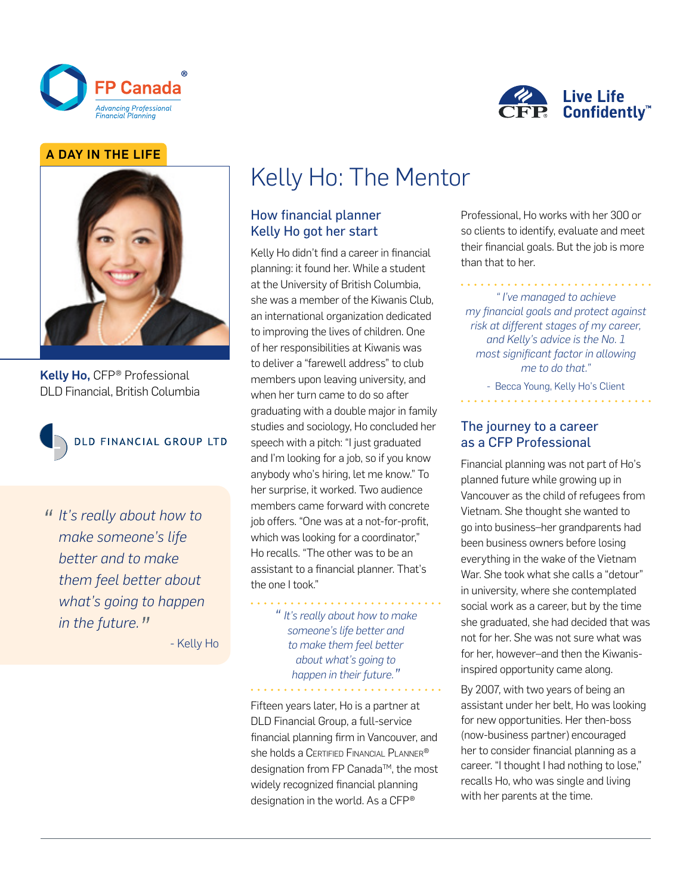A DAY IN THE LIFE

**Kelly Ho,** CFP® Professional
DLD Financial, British Columbia

DLD FINANCIAL GROUP LTD

> *"It's really about how to make someone's life better and to make them feel better about what's going to happen in the future."*
>
> \- Kelly Ho

# Kelly Ho: The Mentor

## How financial planner Kelly Ho got her start

Kelly Ho didn't find a career in financial planning: it found her. While a student at the University of British Columbia, she was a member of the Kiwanis Club, an international organization dedicated to improving the lives of children. One of her responsibilities at Kiwanis was to deliver a "farewell address" to club members upon leaving university, and when her turn came to do so after graduating with a double major in family studies and sociology, Ho concluded her speech with a pitch: "I just graduated and I'm looking for a job, so if you know anybody who's hiring, let me know." To her surprise, it worked. Two audience members came forward with concrete job offers. "One was at a not-for-profit, which was looking for a coordinator," Ho recalls. "The other was to be an assistant to a financial planner. That's the one I took."

> *"It's really about how to make someone's life better and to make them feel better about what's going to happen in their future."*

Fifteen years later, Ho is a partner at DLD Financial Group, a full-service financial planning firm in Vancouver, and she holds a Certified Financial Planner® designation from FP Canada™, the most widely recognized financial planning designation in the world. As a CFP® Professional, Ho works with her 300 or so clients to identify, evaluate and meet their financial goals. But the job is more than that to her.

> *"I've managed to achieve my financial goals and protect against risk at different stages of my career, and Kelly's advice is the No. 1 most significant factor in allowing me to do that."*
>
> \- Becca Young, Kelly Ho's Client

## The journey to a career as a CFP Professional

Financial planning was not part of Ho's planned future while growing up in Vancouver as the child of refugees from Vietnam. She thought she wanted to go into business–her grandparents had been business owners before losing everything in the wake of the Vietnam War. She took what she calls a "detour" in university, where she contemplated social work as a career, but by the time she graduated, she had decided that was not for her. She was not sure what was for her, however–and then the Kiwanis-inspired opportunity came along.

By 2007, with two years of being an assistant under her belt, Ho was looking for new opportunities. Her then-boss (now-business partner) encouraged her to consider financial planning as a career. "I thought I had nothing to lose," recalls Ho, who was single and living with her parents at the time.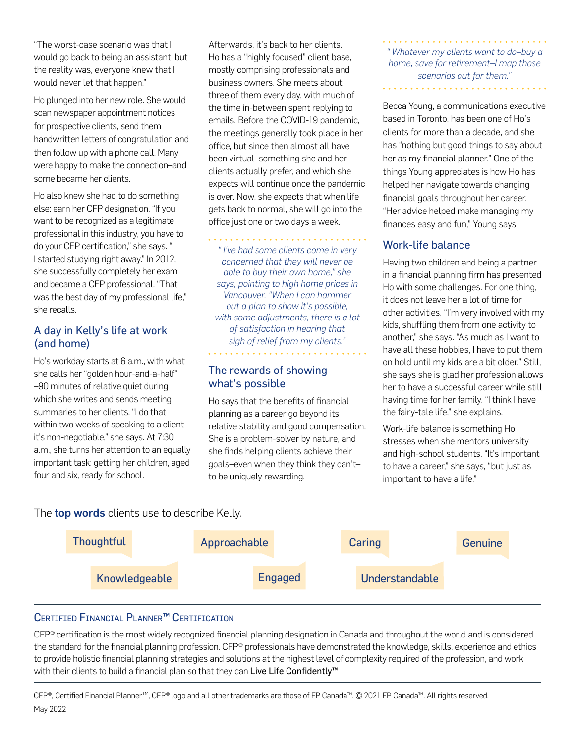"The worst-case scenario was that I would go back to being an assistant, but the reality was, everyone knew that I would never let that happen."

Ho plunged into her new role. She would scan newspaper appointment notices for prospective clients, send them handwritten letters of congratulation and then follow up with a phone call. Many were happy to make the connection–and some became her clients.

Ho also knew she had to do something else: earn her CFP designation. "If you want to be recognized as a legitimate professional in this industry, you have to do your CFP certification," she says. " I started studying right away." In 2012, she successfully completely her exam and became a CFP professional. "That was the best day of my professional life," she recalls.

## A day in Kelly's life at work (and home)

Ho's workday starts at 6 a.m., with what she calls her "golden hour-and-a-half" –90 minutes of relative quiet during which she writes and sends meeting summaries to her clients. "I do that within two weeks of speaking to a client–it's non-negotiable," she says. At 7:30 a.m., she turns her attention to an equally important task: getting her children, aged four and six, ready for school.

Afterwards, it's back to her clients. Ho has a "highly focused" client base, mostly comprising professionals and business owners. She meets about three of them every day, with much of the time in-between spent replying to emails. Before the COVID-19 pandemic, the meetings generally took place in her office, but since then almost all have been virtual–something she and her clients actually prefer, and which she expects will continue once the pandemic is over. Now, she expects that when life gets back to normal, she will go into the office just one or two days a week.

*" I've had some clients come in very concerned that they will never be able to buy their own home," she says, pointing to high home prices in Vancouver. "When I can hammer out a plan to show it's possible, with some adjustments, there is a lot of satisfaction in hearing that sigh of relief from my clients."*

## The rewards of showing what's possible

Ho says that the benefits of financial planning as a career go beyond its relative stability and good compensation. She is a problem-solver by nature, and she finds helping clients achieve their goals–even when they think they can't–to be uniquely rewarding.

*" Whatever my clients want to do–buy a home, save for retirement–I map those scenarios out for them."*

Becca Young, a communications executive based in Toronto, has been one of Ho's clients for more than a decade, and she has "nothing but good things to say about her as my financial planner." One of the things Young appreciates is how Ho has helped her navigate towards changing financial goals throughout her career. "Her advice helped make managing my finances easy and fun," Young says.

## Work-life balance

Having two children and being a partner in a financial planning firm has presented Ho with some challenges. For one thing, it does not leave her a lot of time for other activities. "I'm very involved with my kids, shuffling them from one activity to another," she says. "As much as I want to have all these hobbies, I have to put them on hold until my kids are a bit older." Still, she says she is glad her profession allows her to have a successful career while still having time for her family. "I think I have the fairy-tale life," she explains.

Work-life balance is something Ho stresses when she mentors university and high-school students. "It's important to have a career," she says, "but just as important to have a life."

The **top words** clients use to describe Kelly.

Thoughtful

Approachable

Caring

Genuine

Knowledgeable

Engaged

Understandable

---

### Certified Financial Planner™ Certification

CFP® certification is the most widely recognized financial planning designation in Canada and throughout the world and is considered the standard for the financial planning profession. CFP® professionals have demonstrated the knowledge, skills, experience and ethics to provide holistic financial planning strategies and solutions at the highest level of complexity required of the profession, and work with their clients to build a financial plan so that they can Live Life Confidently™

---

CFP®, Certified Financial Planner™, CFP® logo and all other trademarks are those of FP Canada™. © 2021 FP Canada™. All rights reserved.

May 2022